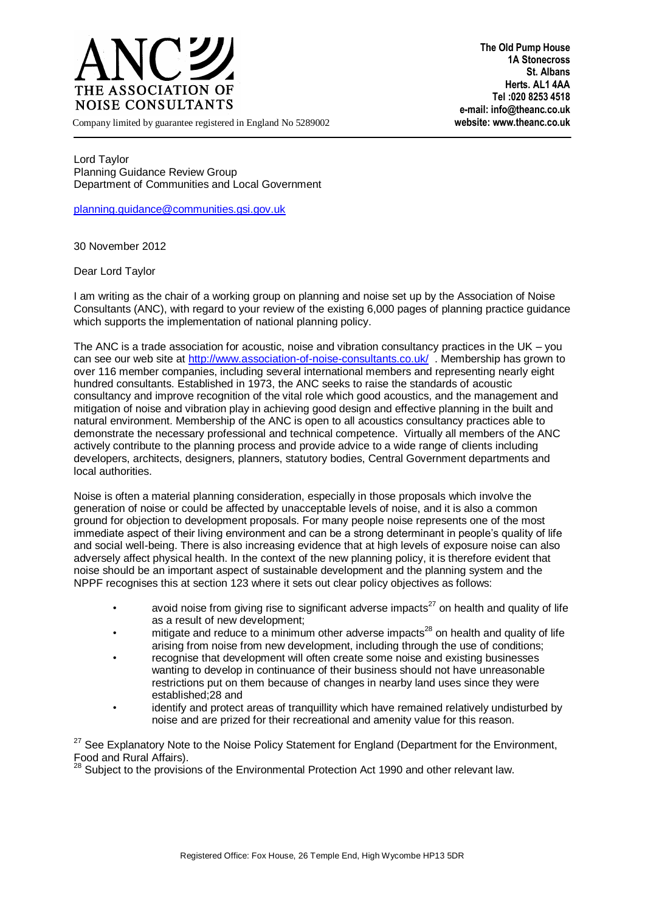**ANC THE ASSOCIATION OF NOISE CONSULTANTS**

Company limited by guarantee registered in England No 5289002

**The Old Pump House**
**1A Stonecross**
**St. Albans**
**Herts. AL1 4AA**
**Tel :020 8253 4518**
**e-mail: info@theanc.co.uk**
**website: www.theanc.co.uk**

---

Lord Taylor
Planning Guidance Review Group
Department of Communities and Local Government

planning.guidance@communities.gsi.gov.uk

30 November 2012

Dear Lord Taylor

I am writing as the chair of a working group on planning and noise set up by the Association of Noise Consultants (ANC), with regard to your review of the existing 6,000 pages of planning practice guidance which supports the implementation of national planning policy.

The ANC is a trade association for acoustic, noise and vibration consultancy practices in the UK – you can see our web site at http://www.association-of-noise-consultants.co.uk/ . Membership has grown to over 116 member companies, including several international members and representing nearly eight hundred consultants. Established in 1973, the ANC seeks to raise the standards of acoustic consultancy and improve recognition of the vital role which good acoustics, and the management and mitigation of noise and vibration play in achieving good design and effective planning in the built and natural environment. Membership of the ANC is open to all acoustics consultancy practices able to demonstrate the necessary professional and technical competence. Virtually all members of the ANC actively contribute to the planning process and provide advice to a wide range of clients including developers, architects, designers, planners, statutory bodies, Central Government departments and local authorities.

Noise is often a material planning consideration, especially in those proposals which involve the generation of noise or could be affected by unacceptable levels of noise, and it is also a common ground for objection to development proposals. For many people noise represents one of the most immediate aspect of their living environment and can be a strong determinant in people's quality of life and social well-being. There is also increasing evidence that at high levels of exposure noise can also adversely affect physical health. In the context of the new planning policy, it is therefore evident that noise should be an important aspect of sustainable development and the planning system and the NPPF recognises this at section 123 where it sets out clear policy objectives as follows:

- avoid noise from giving rise to significant adverse impacts[27] on health and quality of life as a result of new development;
- mitigate and reduce to a minimum other adverse impacts[28] on health and quality of life arising from noise from new development, including through the use of conditions;
- recognise that development will often create some noise and existing businesses wanting to develop in continuance of their business should not have unreasonable restrictions put on them because of changes in nearby land uses since they were established;28 and
- identify and protect areas of tranquillity which have remained relatively undisturbed by noise and are prized for their recreational and amenity value for this reason.

[27] See Explanatory Note to the Noise Policy Statement for England (Department for the Environment, Food and Rural Affairs).

[28] Subject to the provisions of the Environmental Protection Act 1990 and other relevant law.

Registered Office: Fox House, 26 Temple End, High Wycombe HP13 5DR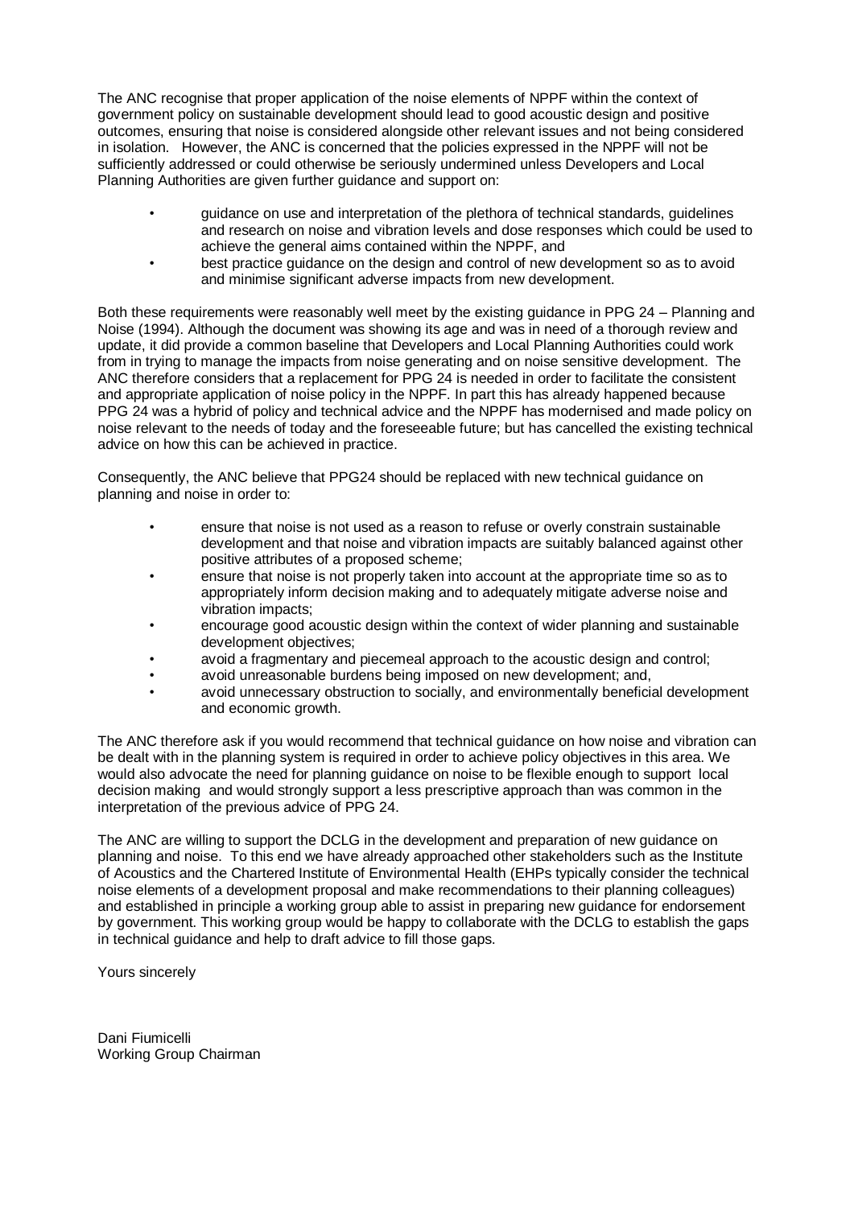The ANC recognise that proper application of the noise elements of NPPF within the context of government policy on sustainable development should lead to good acoustic design and positive outcomes, ensuring that noise is considered alongside other relevant issues and not being considered in isolation. However, the ANC is concerned that the policies expressed in the NPPF will not be sufficiently addressed or could otherwise be seriously undermined unless Developers and Local Planning Authorities are given further guidance and support on:

- guidance on use and interpretation of the plethora of technical standards, guidelines and research on noise and vibration levels and dose responses which could be used to achieve the general aims contained within the NPPF, and
- best practice guidance on the design and control of new development so as to avoid and minimise significant adverse impacts from new development.

Both these requirements were reasonably well meet by the existing guidance in PPG 24 – Planning and Noise (1994). Although the document was showing its age and was in need of a thorough review and update, it did provide a common baseline that Developers and Local Planning Authorities could work from in trying to manage the impacts from noise generating and on noise sensitive development. The ANC therefore considers that a replacement for PPG 24 is needed in order to facilitate the consistent and appropriate application of noise policy in the NPPF. In part this has already happened because PPG 24 was a hybrid of policy and technical advice and the NPPF has modernised and made policy on noise relevant to the needs of today and the foreseeable future; but has cancelled the existing technical advice on how this can be achieved in practice.

Consequently, the ANC believe that PPG24 should be replaced with new technical guidance on planning and noise in order to:

- ensure that noise is not used as a reason to refuse or overly constrain sustainable development and that noise and vibration impacts are suitably balanced against other positive attributes of a proposed scheme;
- ensure that noise is not properly taken into account at the appropriate time so as to appropriately inform decision making and to adequately mitigate adverse noise and vibration impacts;
- encourage good acoustic design within the context of wider planning and sustainable development objectives;
- avoid a fragmentary and piecemeal approach to the acoustic design and control;
- avoid unreasonable burdens being imposed on new development; and,
- avoid unnecessary obstruction to socially, and environmentally beneficial development and economic growth.

The ANC therefore ask if you would recommend that technical guidance on how noise and vibration can be dealt with in the planning system is required in order to achieve policy objectives in this area. We would also advocate the need for planning guidance on noise to be flexible enough to support local decision making and would strongly support a less prescriptive approach than was common in the interpretation of the previous advice of PPG 24.

The ANC are willing to support the DCLG in the development and preparation of new guidance on planning and noise. To this end we have already approached other stakeholders such as the Institute of Acoustics and the Chartered Institute of Environmental Health (EHPs typically consider the technical noise elements of a development proposal and make recommendations to their planning colleagues) and established in principle a working group able to assist in preparing new guidance for endorsement by government. This working group would be happy to collaborate with the DCLG to establish the gaps in technical guidance and help to draft advice to fill those gaps.

Yours sincerely

Dani Fiumicelli  
Working Group Chairman